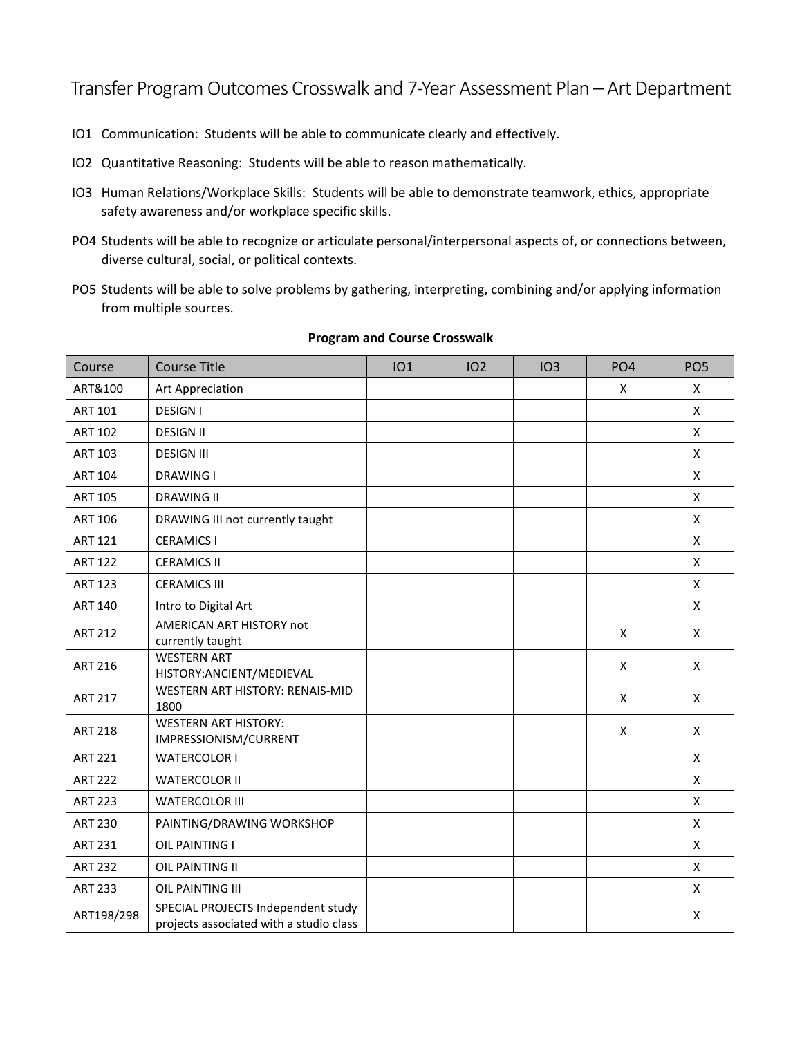# Transfer Program Outcomes Crosswalk and 7-Year Assessment Plan – Art Department

- IO1 Communication: Students will be able to communicate clearly and effectively.
- IO2 Quantitative Reasoning: Students will be able to reason mathematically.
- IO3 Human Relations/Workplace Skills: Students will be able to demonstrate teamwork, ethics, appropriate safety awareness and/or workplace specific skills.
- PO4 Students will be able to recognize or articulate personal/interpersonal aspects of, or connections between, diverse cultural, social, or political contexts.
- PO5 Students will be able to solve problems by gathering, interpreting, combining and/or applying information from multiple sources.

**Program and Course Crosswalk**

| Course | Course Title | IO1 | IO2 | IO3 | PO4 | PO5 |
|---|---|---|---|---|---|---|
| ART&100 | Art Appreciation | | | | X | X |
| ART 101 | DESIGN I | | | | | X |
| ART 102 | DESIGN II | | | | | X |
| ART 103 | DESIGN III | | | | | X |
| ART 104 | DRAWING I | | | | | X |
| ART 105 | DRAWING II | | | | | X |
| ART 106 | DRAWING III not currently taught | | | | | X |
| ART 121 | CERAMICS I | | | | | X |
| ART 122 | CERAMICS II | | | | | X |
| ART 123 | CERAMICS III | | | | | X |
| ART 140 | Intro to Digital Art | | | | | X |
| ART 212 | AMERICAN ART HISTORY not currently taught | | | | X | X |
| ART 216 | WESTERN ART HISTORY:ANCIENT/MEDIEVAL | | | | X | X |
| ART 217 | WESTERN ART HISTORY: RENAIS-MID 1800 | | | | X | X |
| ART 218 | WESTERN ART HISTORY: IMPRESSIONISM/CURRENT | | | | X | X |
| ART 221 | WATERCOLOR I | | | | | X |
| ART 222 | WATERCOLOR II | | | | | X |
| ART 223 | WATERCOLOR III | | | | | X |
| ART 230 | PAINTING/DRAWING WORKSHOP | | | | | X |
| ART 231 | OIL PAINTING I | | | | | X |
| ART 232 | OIL PAINTING II | | | | | X |
| ART 233 | OIL PAINTING III | | | | | X |
| ART198/298 | SPECIAL PROJECTS Independent study projects associated with a studio class | | | | | X |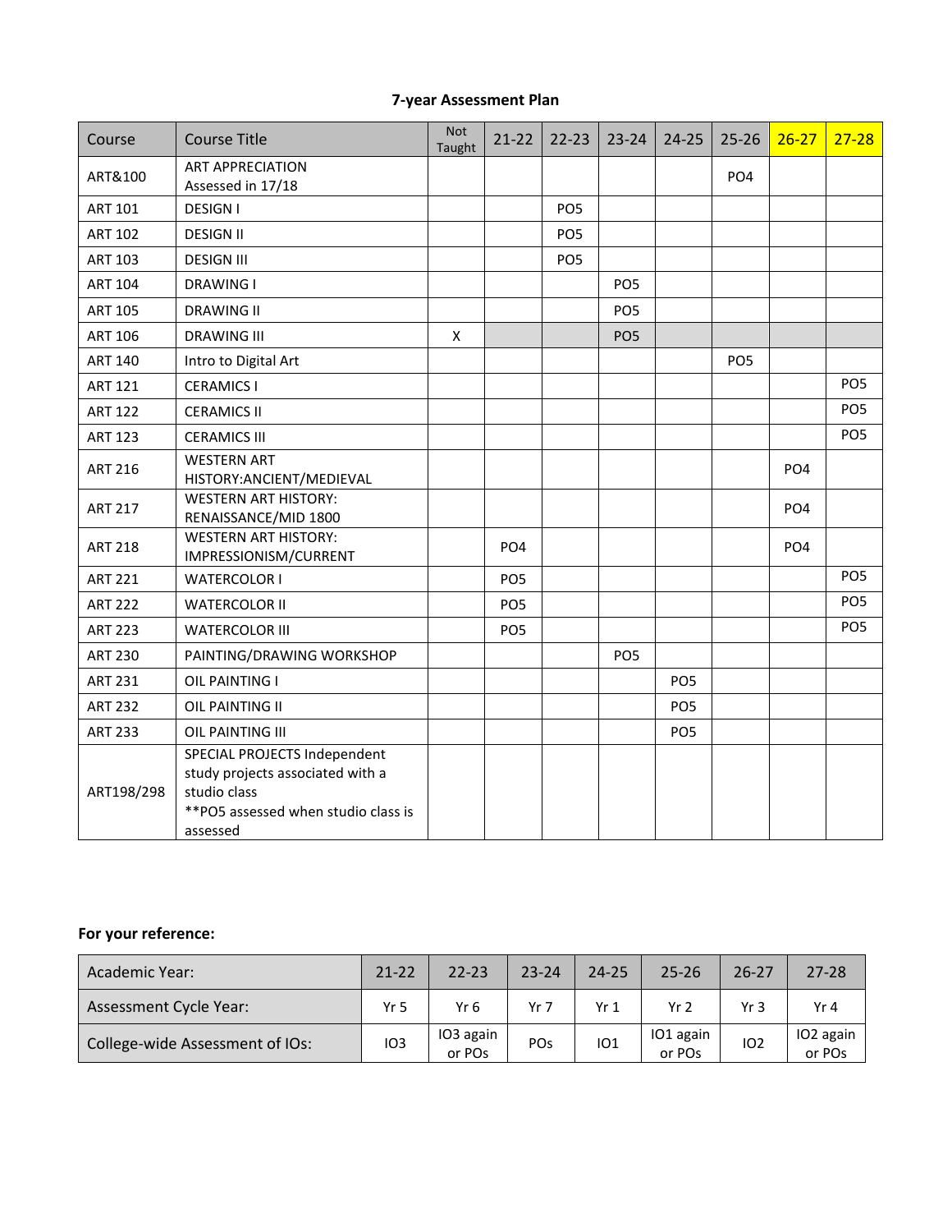**7-year Assessment Plan**

| Course | Course Title | Not Taught | 21-22 | 22-23 | 23-24 | 24-25 | 25-26 | 26-27 | 27-28 |
|---|---|---|---|---|---|---|---|---|---|
| ART&100 | ART APPRECIATION Assessed in 17/18 | | | | | | PO4 | | |
| ART 101 | DESIGN I | | | PO5 | | | | | |
| ART 102 | DESIGN II | | | PO5 | | | | | |
| ART 103 | DESIGN III | | | PO5 | | | | | |
| ART 104 | DRAWING I | | | | PO5 | | | | |
| ART 105 | DRAWING II | | | | PO5 | | | | |
| ART 106 | DRAWING III | X | | | PO5 | | | | |
| ART 140 | Intro to Digital Art | | | | | | PO5 | | |
| ART 121 | CERAMICS I | | | | | | | | PO5 |
| ART 122 | CERAMICS II | | | | | | | | PO5 |
| ART 123 | CERAMICS III | | | | | | | | PO5 |
| ART 216 | WESTERN ART HISTORY:ANCIENT/MEDIEVAL | | | | | | | PO4 | |
| ART 217 | WESTERN ART HISTORY: RENAISSANCE/MID 1800 | | | | | | | PO4 | |
| ART 218 | WESTERN ART HISTORY: IMPRESSIONISM/CURRENT | | PO4 | | | | | PO4 | |
| ART 221 | WATERCOLOR I | | PO5 | | | | | | PO5 |
| ART 222 | WATERCOLOR II | | PO5 | | | | | | PO5 |
| ART 223 | WATERCOLOR III | | PO5 | | | | | | PO5 |
| ART 230 | PAINTING/DRAWING WORKSHOP | | | | PO5 | | | | |
| ART 231 | OIL PAINTING I | | | | | PO5 | | | |
| ART 232 | OIL PAINTING II | | | | | PO5 | | | |
| ART 233 | OIL PAINTING III | | | | | PO5 | | | |
| ART198/298 | SPECIAL PROJECTS Independent study projects associated with a studio class **PO5 assessed when studio class is assessed | | | | | | | | |

**For your reference:**

| Academic Year: | 21-22 | 22-23 | 23-24 | 24-25 | 25-26 | 26-27 | 27-28 |
|---|---|---|---|---|---|---|---|
| Assessment Cycle Year: | Yr 5 | Yr 6 | Yr 7 | Yr 1 | Yr 2 | Yr 3 | Yr 4 |
| College-wide Assessment of IOs: | IO3 | IO3 again or POs | POs | IO1 | IO1 again or POs | IO2 | IO2 again or POs |